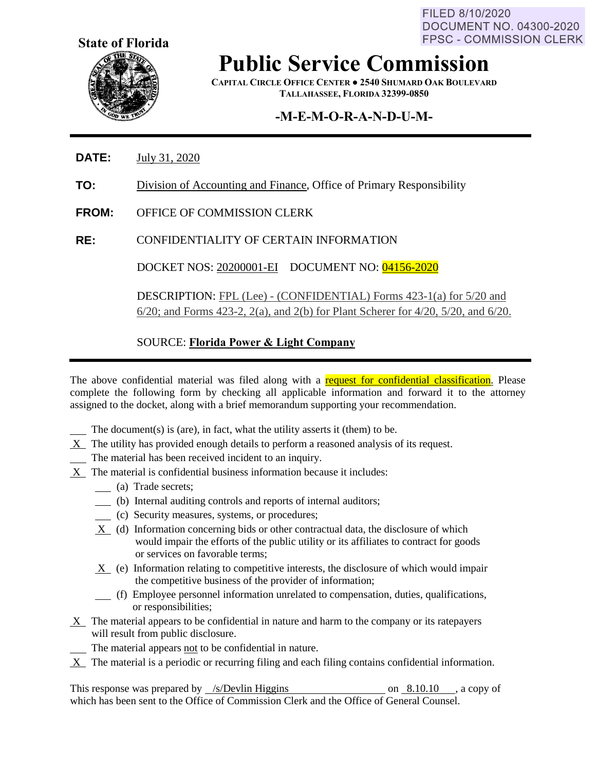FILED 8/10/2020
DOCUMENT NO. 04300-2020
FPSC - COMMISSION CLERK

**State of Florida**

# Public Service Commission

CAPITAL CIRCLE OFFICE CENTER ● 2540 SHUMARD OAK BOULEVARD
TALLAHASSEE, FLORIDA 32399-0850

## -M-E-M-O-R-A-N-D-U-M-

**DATE:** July 31, 2020

**TO:** Division of Accounting and Finance, Office of Primary Responsibility

**FROM:** OFFICE OF COMMISSION CLERK

**RE:** CONFIDENTIALITY OF CERTAIN INFORMATION

DOCKET NOS: 20200001-EI DOCUMENT NO: 04156-2020

DESCRIPTION: FPL (Lee) - (CONFIDENTIAL) Forms 423-1(a) for 5/20 and 6/20; and Forms 423-2, 2(a), and 2(b) for Plant Scherer for 4/20, 5/20, and 6/20.

SOURCE: **Florida Power & Light Company**

---

The above confidential material was filed along with a request for confidential classification. Please complete the following form by checking all applicable information and forward it to the attorney assigned to the docket, along with a brief memorandum supporting your recommendation.

___ The document(s) is (are), in fact, what the utility asserts it (them) to be.

_X_ The utility has provided enough details to perform a reasoned analysis of its request.

___ The material has been received incident to an inquiry.

_X_ The material is confidential business information because it includes:

- ___ (a) Trade secrets;
- ___ (b) Internal auditing controls and reports of internal auditors;
- ___ (c) Security measures, systems, or procedures;
- _X_ (d) Information concerning bids or other contractual data, the disclosure of which would impair the efforts of the public utility or its affiliates to contract for goods or services on favorable terms;
- _X_ (e) Information relating to competitive interests, the disclosure of which would impair the competitive business of the provider of information;
- ___ (f) Employee personnel information unrelated to compensation, duties, qualifications, or responsibilities;

_X_ The material appears to be confidential in nature and harm to the company or its ratepayers will result from public disclosure.

___ The material appears not to be confidential in nature.

_X_ The material is a periodic or recurring filing and each filing contains confidential information.

This response was prepared by /s/Devlin Higgins on 8.10.10, a copy of which has been sent to the Office of Commission Clerk and the Office of General Counsel.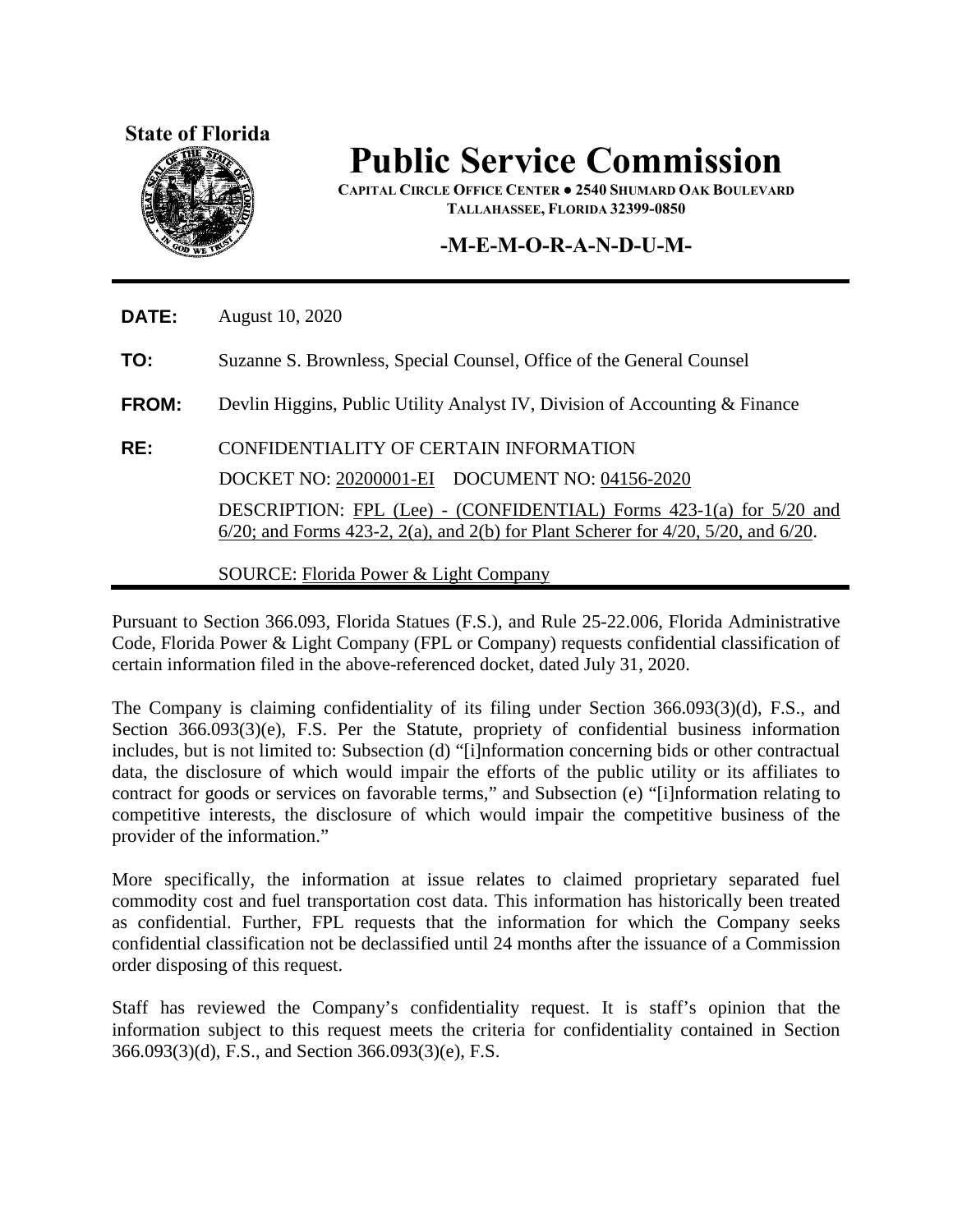State of Florida

# Public Service Commission

**CAPITAL CIRCLE OFFICE CENTER ● 2540 SHUMARD OAK BOULEVARD**
**TALLAHASSEE, FLORIDA 32399-0850**

## -M-E-M-O-R-A-N-D-U-M-

**DATE:** August 10, 2020

**TO:** Suzanne S. Brownless, Special Counsel, Office of the General Counsel

**FROM:** Devlin Higgins, Public Utility Analyst IV, Division of Accounting & Finance

**RE:** CONFIDENTIALITY OF CERTAIN INFORMATION

DOCKET NO: 20200001-EI DOCUMENT NO: 04156-2020

DESCRIPTION: FPL (Lee) - (CONFIDENTIAL) Forms 423-1(a) for 5/20 and 6/20; and Forms 423-2, 2(a), and 2(b) for Plant Scherer for 4/20, 5/20, and 6/20.

SOURCE: Florida Power & Light Company

Pursuant to Section 366.093, Florida Statues (F.S.), and Rule 25-22.006, Florida Administrative Code, Florida Power & Light Company (FPL or Company) requests confidential classification of certain information filed in the above-referenced docket, dated July 31, 2020.

The Company is claiming confidentiality of its filing under Section 366.093(3)(d), F.S., and Section 366.093(3)(e), F.S. Per the Statute, propriety of confidential business information includes, but is not limited to: Subsection (d) "[i]nformation concerning bids or other contractual data, the disclosure of which would impair the efforts of the public utility or its affiliates to contract for goods or services on favorable terms," and Subsection (e) "[i]nformation relating to competitive interests, the disclosure of which would impair the competitive business of the provider of the information."

More specifically, the information at issue relates to claimed proprietary separated fuel commodity cost and fuel transportation cost data. This information has historically been treated as confidential. Further, FPL requests that the information for which the Company seeks confidential classification not be declassified until 24 months after the issuance of a Commission order disposing of this request.

Staff has reviewed the Company's confidentiality request. It is staff's opinion that the information subject to this request meets the criteria for confidentiality contained in Section 366.093(3)(d), F.S., and Section 366.093(3)(e), F.S.